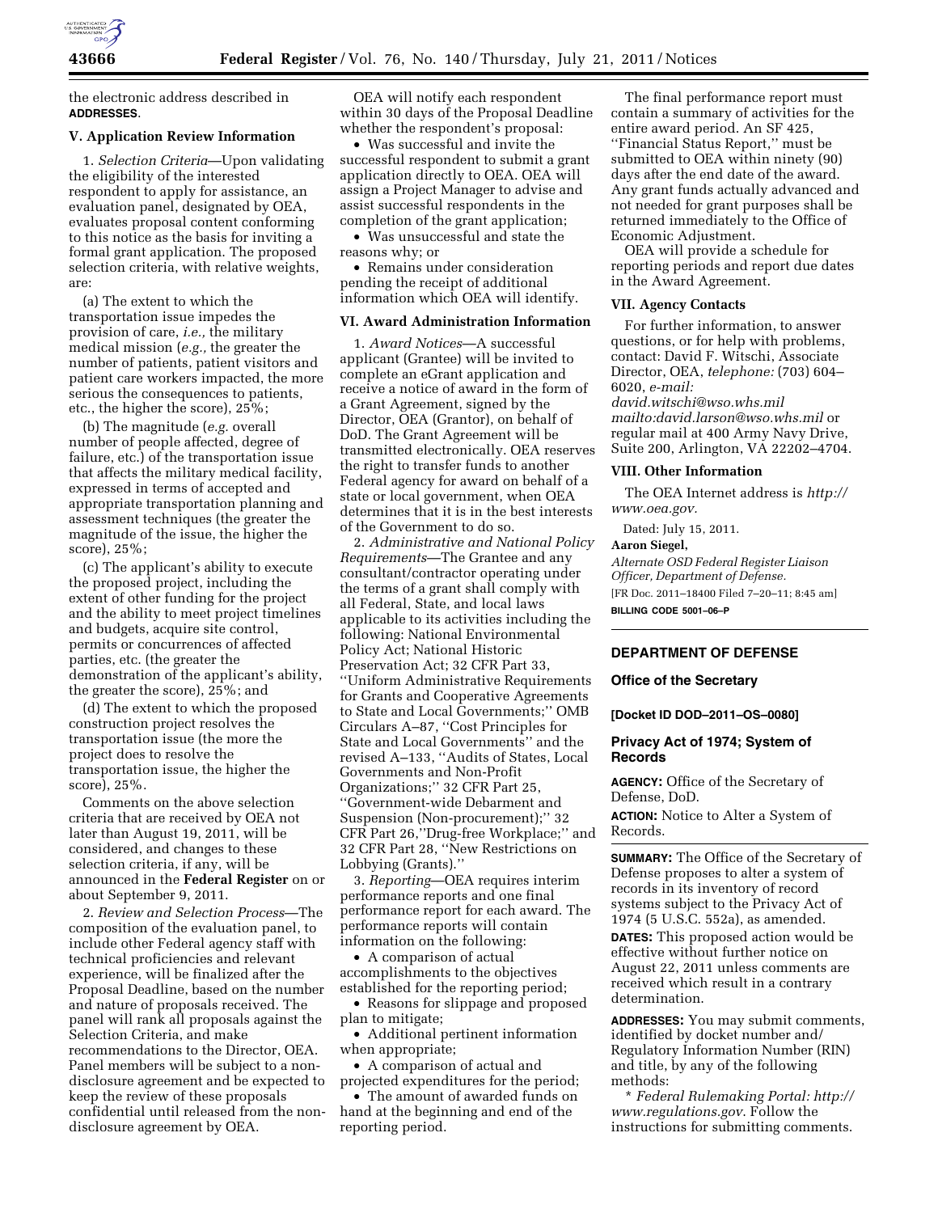the electronic address described in **ADDRESSES**.

### V. Application Review Information

1. *Selection Criteria*—Upon validating the eligibility of the interested respondent to apply for assistance, an evaluation panel, designated by OEA, evaluates proposal content conforming to this notice as the basis for inviting a formal grant application. The proposed selection criteria, with relative weights, are:

(a) The extent to which the transportation issue impedes the provision of care, *i.e.,* the military medical mission (*e.g.,* the greater the number of patients, patient visitors and patient care workers impacted, the more serious the consequences to patients, etc., the higher the score), 25%;

(b) The magnitude (*e.g.* overall number of people affected, degree of failure, etc.) of the transportation issue that affects the military medical facility, expressed in terms of accepted and appropriate transportation planning and assessment techniques (the greater the magnitude of the issue, the higher the score), 25%;

(c) The applicant's ability to execute the proposed project, including the extent of other funding for the project and the ability to meet project timelines and budgets, acquire site control, permits or concurrences of affected parties, etc. (the greater the demonstration of the applicant's ability, the greater the score), 25%; and

(d) The extent to which the proposed construction project resolves the transportation issue (the more the project does to resolve the transportation issue, the higher the score), 25%.

Comments on the above selection criteria that are received by OEA not later than August 19, 2011, will be considered, and changes to these selection criteria, if any, will be announced in the **Federal Register** on or about September 9, 2011.

2. *Review and Selection Process*—The composition of the evaluation panel, to include other Federal agency staff with technical proficiencies and relevant experience, will be finalized after the Proposal Deadline, based on the number and nature of proposals received. The panel will rank all proposals against the Selection Criteria, and make recommendations to the Director, OEA. Panel members will be subject to a non-disclosure agreement and be expected to keep the review of these proposals confidential until released from the non-disclosure agreement by OEA.

OEA will notify each respondent within 30 days of the Proposal Deadline whether the respondent's proposal:

- Was successful and invite the successful respondent to submit a grant application directly to OEA. OEA will assign a Project Manager to advise and assist successful respondents in the completion of the grant application;
- Was unsuccessful and state the reasons why; or
- Remains under consideration pending the receipt of additional information which OEA will identify.

### VI. Award Administration Information

1. *Award Notices*—A successful applicant (Grantee) will be invited to complete an eGrant application and receive a notice of award in the form of a Grant Agreement, signed by the Director, OEA (Grantor), on behalf of DoD. The Grant Agreement will be transmitted electronically. OEA reserves the right to transfer funds to another Federal agency for award on behalf of a state or local government, when OEA determines that it is in the best interests of the Government to do so.

2. *Administrative and National Policy Requirements*—The Grantee and any consultant/contractor operating under the terms of a grant shall comply with all Federal, State, and local laws applicable to its activities including the following: National Environmental Policy Act; National Historic Preservation Act; 32 CFR Part 33, ''Uniform Administrative Requirements for Grants and Cooperative Agreements to State and Local Governments;'' OMB Circulars A–87, ''Cost Principles for State and Local Governments'' and the revised A–133, ''Audits of States, Local Governments and Non-Profit Organizations;'' 32 CFR Part 25, ''Government-wide Debarment and Suspension (Non-procurement);'' 32 CFR Part 26,''Drug-free Workplace;'' and 32 CFR Part 28, ''New Restrictions on Lobbying (Grants).''

3. *Reporting*—OEA requires interim performance reports and one final performance report for each award. The performance reports will contain information on the following:

- A comparison of actual accomplishments to the objectives established for the reporting period;
- Reasons for slippage and proposed plan to mitigate;
- Additional pertinent information when appropriate;
- A comparison of actual and projected expenditures for the period;
- The amount of awarded funds on hand at the beginning and end of the reporting period.

The final performance report must contain a summary of activities for the entire award period. An SF 425, ''Financial Status Report,'' must be submitted to OEA within ninety (90) days after the end date of the award. Any grant funds actually advanced and not needed for grant purposes shall be returned immediately to the Office of Economic Adjustment.

OEA will provide a schedule for reporting periods and report due dates in the Award Agreement.

### VII. Agency Contacts

For further information, to answer questions, or for help with problems, contact: David F. Witschi, Associate Director, OEA, *telephone:* (703) 604–6020, *e-mail: david.witschi@wso.whs.mil mailto:david.larson@wso.whs.mil* or regular mail at 400 Army Navy Drive, Suite 200, Arlington, VA 22202–4704.

### VIII. Other Information

The OEA Internet address is *http://www.oea.gov.*

Dated: July 15, 2011.

**Aaron Siegel,**

*Alternate OSD Federal Register Liaison Officer, Department of Defense.*

[FR Doc. 2011–18400 Filed 7–20–11; 8:45 am]

**BILLING CODE 5001–06–P**

---

## DEPARTMENT OF DEFENSE

### Office of the Secretary

**[Docket ID DOD–2011–OS–0080]**

### Privacy Act of 1974; System of Records

**AGENCY:** Office of the Secretary of Defense, DoD.

**ACTION:** Notice to Alter a System of Records.

**SUMMARY:** The Office of the Secretary of Defense proposes to alter a system of records in its inventory of record systems subject to the Privacy Act of 1974 (5 U.S.C. 552a), as amended.

**DATES:** This proposed action would be effective without further notice on August 22, 2011 unless comments are received which result in a contrary determination.

**ADDRESSES:** You may submit comments, identified by docket number and/ Regulatory Information Number (RIN) and title, by any of the following methods:

* *Federal Rulemaking Portal: http://www.regulations.gov.* Follow the instructions for submitting comments.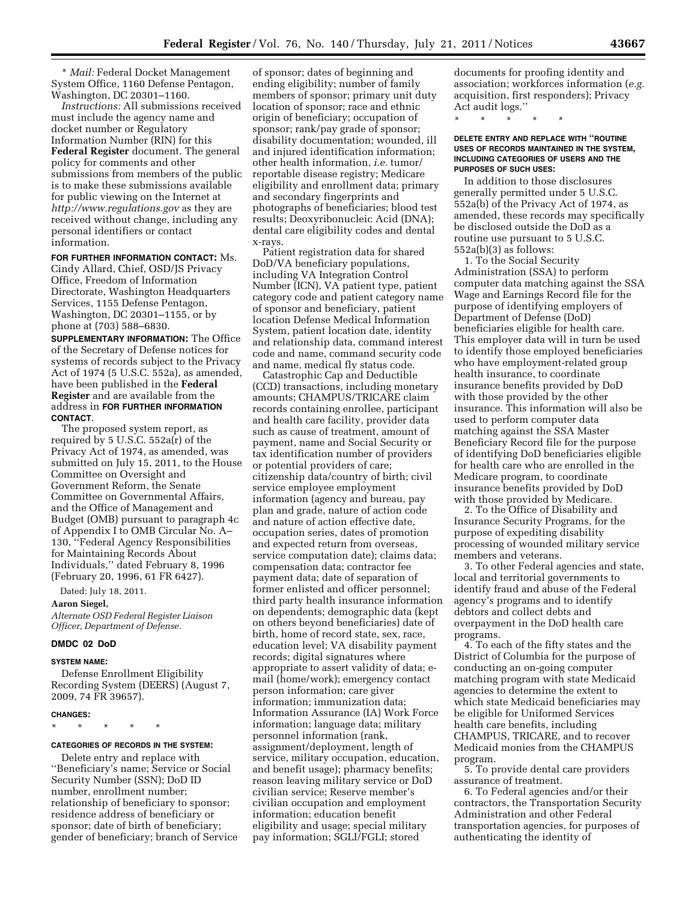* *Mail:* Federal Docket Management System Office, 1160 Defense Pentagon, Washington, DC 20301–1160.

*Instructions:* All submissions received must include the agency name and docket number or Regulatory Information Number (RIN) for this **Federal Register** document. The general policy for comments and other submissions from members of the public is to make these submissions available for public viewing on the Internet at *http://www.regulations.gov* as they are received without change, including any personal identifiers or contact information.

**FOR FURTHER INFORMATION CONTACT:** Ms. Cindy Allard, Chief, OSD/JS Privacy Office, Freedom of Information Directorate, Washington Headquarters Services, 1155 Defense Pentagon, Washington, DC 20301–1155, or by phone at (703) 588–6830.

**SUPPLEMENTARY INFORMATION:** The Office of the Secretary of Defense notices for systems of records subject to the Privacy Act of 1974 (5 U.S.C. 552a), as amended, have been published in the **Federal Register** and are available from the address in **FOR FURTHER INFORMATION CONTACT**.

The proposed system report, as required by 5 U.S.C. 552a(r) of the Privacy Act of 1974, as amended, was submitted on July 15, 2011, to the House Committee on Oversight and Government Reform, the Senate Committee on Governmental Affairs, and the Office of Management and Budget (OMB) pursuant to paragraph 4c of Appendix I to OMB Circular No. A–130, ''Federal Agency Responsibilities for Maintaining Records About Individuals,'' dated February 8, 1996 (February 20, 1996, 61 FR 6427).

Dated: July 18, 2011.

**Aaron Siegel,**

*Alternate OSD Federal Register Liaison Officer, Department of Defense.*

## DMDC 02 DoD

### SYSTEM NAME:

Defense Enrollment Eligibility Recording System (DEERS) (August 7, 2009, 74 FR 39657).

### CHANGES:

\* \* \* \* \*

### CATEGORIES OF RECORDS IN THE SYSTEM:

Delete entry and replace with ''Beneficiary's name; Service or Social Security Number (SSN); DoD ID number, enrollment number; relationship of beneficiary to sponsor; residence address of beneficiary or sponsor; date of birth of beneficiary; gender of beneficiary; branch of Service of sponsor; dates of beginning and ending eligibility; number of family members of sponsor; primary unit duty location of sponsor; race and ethnic origin of beneficiary; occupation of sponsor; rank/pay grade of sponsor; disability documentation; wounded, ill and injured identification information; other health information, *i.e.* tumor/reportable disease registry; Medicare eligibility and enrollment data; primary and secondary fingerprints and photographs of beneficiaries; blood test results; Deoxyribonucleic Acid (DNA); dental care eligibility codes and dental x-rays.

Patient registration data for shared DoD/VA beneficiary populations, including VA Integration Control Number (ICN), VA patient type, patient category code and patient category name of sponsor and beneficiary, patient location Defense Medical Information System, patient location date, identity and relationship data, command interest code and name, command security code and name, medical fly status code.

Catastrophic Cap and Deductible (CCD) transactions, including monetary amounts; CHAMPUS/TRICARE claim records containing enrollee, participant and health care facility, provider data such as cause of treatment, amount of payment, name and Social Security or tax identification number of providers or potential providers of care; citizenship data/country of birth; civil service employee employment information (agency and bureau, pay plan and grade, nature of action code and nature of action effective date, occupation series, dates of promotion and expected return from overseas, service computation date); claims data; compensation data; contractor fee payment data; date of separation of former enlisted and officer personnel; third party health insurance information on dependents; demographic data (kept on others beyond beneficiaries) date of birth, home of record state, sex, race, education level; VA disability payment records; digital signatures where appropriate to assert validity of data; e-mail (home/work); emergency contact person information; care giver information; immunization data; Information Assurance (IA) Work Force information; language data; military personnel information (rank, assignment/deployment, length of service, military occupation, education, and benefit usage); pharmacy benefits; reason leaving military service or DoD civilian service; Reserve member's civilian occupation and employment information; education benefit eligibility and usage; special military pay information; SGLI/FGLI; stored documents for proofing identity and association; workforces information (*e.g.* acquisition, first responders); Privacy Act audit logs.''

\* \* \* \* \*

### DELETE ENTRY AND REPLACE WITH ''ROUTINE USES OF RECORDS MAINTAINED IN THE SYSTEM, INCLUDING CATEGORIES OF USERS AND THE PURPOSES OF SUCH USES:

In addition to those disclosures generally permitted under 5 U.S.C. 552a(b) of the Privacy Act of 1974, as amended, these records may specifically be disclosed outside the DoD as a routine use pursuant to 5 U.S.C. 552a(b)(3) as follows:

1. To the Social Security Administration (SSA) to perform computer data matching against the SSA Wage and Earnings Record file for the purpose of identifying employers of Department of Defense (DoD) beneficiaries eligible for health care. This employer data will in turn be used to identify those employed beneficiaries who have employment-related group health insurance, to coordinate insurance benefits provided by DoD with those provided by the other insurance. This information will also be used to perform computer data matching against the SSA Master Beneficiary Record file for the purpose of identifying DoD beneficiaries eligible for health care who are enrolled in the Medicare program, to coordinate insurance benefits provided by DoD with those provided by Medicare.

2. To the Office of Disability and Insurance Security Programs, for the purpose of expediting disability processing of wounded military service members and veterans.

3. To other Federal agencies and state, local and territorial governments to identify fraud and abuse of the Federal agency's programs and to identify debtors and collect debts and overpayment in the DoD health care programs.

4. To each of the fifty states and the District of Columbia for the purpose of conducting an on-going computer matching program with state Medicaid agencies to determine the extent to which state Medicaid beneficiaries may be eligible for Uniformed Services health care benefits, including CHAMPUS, TRICARE, and to recover Medicaid monies from the CHAMPUS program.

5. To provide dental care providers assurance of treatment.

6. To Federal agencies and/or their contractors, the Transportation Security Administration and other Federal transportation agencies, for purposes of authenticating the identity of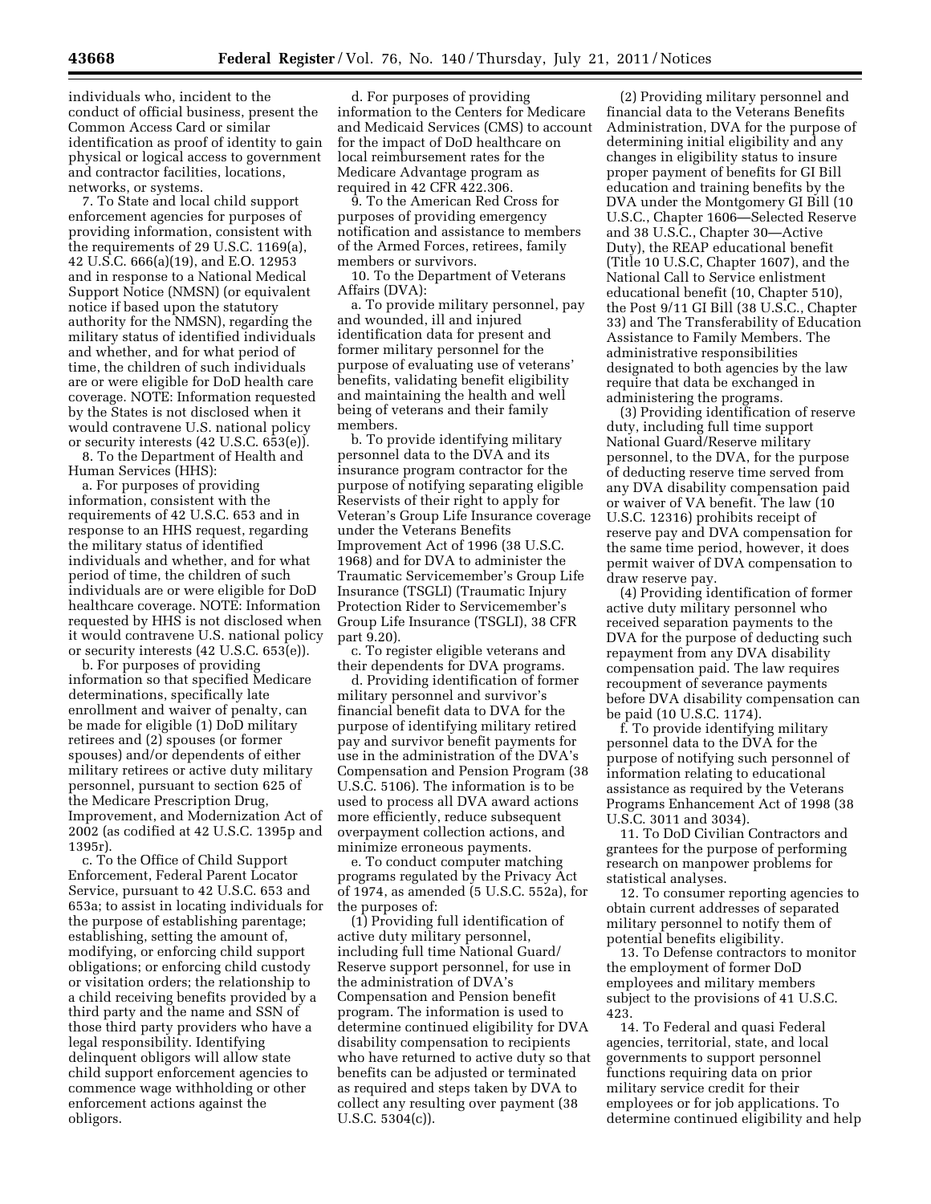individuals who, incident to the conduct of official business, present the Common Access Card or similar identification as proof of identity to gain physical or logical access to government and contractor facilities, locations, networks, or systems.

7. To State and local child support enforcement agencies for purposes of providing information, consistent with the requirements of 29 U.S.C. 1169(a), 42 U.S.C. 666(a)(19), and E.O. 12953 and in response to a National Medical Support Notice (NMSN) (or equivalent notice if based upon the statutory authority for the NMSN), regarding the military status of identified individuals and whether, and for what period of time, the children of such individuals are or were eligible for DoD health care coverage. NOTE: Information requested by the States is not disclosed when it would contravene U.S. national policy or security interests (42 U.S.C. 653(e)).

8. To the Department of Health and Human Services (HHS):

a. For purposes of providing information, consistent with the requirements of 42 U.S.C. 653 and in response to an HHS request, regarding the military status of identified individuals and whether, and for what period of time, the children of such individuals are or were eligible for DoD healthcare coverage. NOTE: Information requested by HHS is not disclosed when it would contravene U.S. national policy or security interests (42 U.S.C. 653(e)).

b. For purposes of providing information so that specified Medicare determinations, specifically late enrollment and waiver of penalty, can be made for eligible (1) DoD military retirees and (2) spouses (or former spouses) and/or dependents of either military retirees or active duty military personnel, pursuant to section 625 of the Medicare Prescription Drug, Improvement, and Modernization Act of 2002 (as codified at 42 U.S.C. 1395p and 1395r).

c. To the Office of Child Support Enforcement, Federal Parent Locator Service, pursuant to 42 U.S.C. 653 and 653a; to assist in locating individuals for the purpose of establishing parentage; establishing, setting the amount of, modifying, or enforcing child support obligations; or enforcing child custody or visitation orders; the relationship to a child receiving benefits provided by a third party and the name and SSN of those third party providers who have a legal responsibility. Identifying delinquent obligors will allow state child support enforcement agencies to commence wage withholding or other enforcement actions against the obligors.

d. For purposes of providing information to the Centers for Medicare and Medicaid Services (CMS) to account for the impact of DoD healthcare on local reimbursement rates for the Medicare Advantage program as required in 42 CFR 422.306.

9. To the American Red Cross for purposes of providing emergency notification and assistance to members of the Armed Forces, retirees, family members or survivors.

10. To the Department of Veterans Affairs (DVA):

a. To provide military personnel, pay and wounded, ill and injured identification data for present and former military personnel for the purpose of evaluating use of veterans' benefits, validating benefit eligibility and maintaining the health and well being of veterans and their family members.

b. To provide identifying military personnel data to the DVA and its insurance program contractor for the purpose of notifying separating eligible Reservists of their right to apply for Veteran's Group Life Insurance coverage under the Veterans Benefits Improvement Act of 1996 (38 U.S.C. 1968) and for DVA to administer the Traumatic Servicemember's Group Life Insurance (TSGLI) (Traumatic Injury Protection Rider to Servicemember's Group Life Insurance (TSGLI), 38 CFR part 9.20).

c. To register eligible veterans and their dependents for DVA programs.

d. Providing identification of former military personnel and survivor's financial benefit data to DVA for the purpose of identifying military retired pay and survivor benefit payments for use in the administration of the DVA's Compensation and Pension Program (38 U.S.C. 5106). The information is to be used to process all DVA award actions more efficiently, reduce subsequent overpayment collection actions, and minimize erroneous payments.

e. To conduct computer matching programs regulated by the Privacy Act of 1974, as amended (5 U.S.C. 552a), for the purposes of:

(1) Providing full identification of active duty military personnel, including full time National Guard/Reserve support personnel, for use in the administration of DVA's Compensation and Pension benefit program. The information is used to determine continued eligibility for DVA disability compensation to recipients who have returned to active duty so that benefits can be adjusted or terminated as required and steps taken by DVA to collect any resulting over payment (38 U.S.C. 5304(c)).

(2) Providing military personnel and financial data to the Veterans Benefits Administration, DVA for the purpose of determining initial eligibility and any changes in eligibility status to insure proper payment of benefits for GI Bill education and training benefits by the DVA under the Montgomery GI Bill (10 U.S.C., Chapter 1606—Selected Reserve and 38 U.S.C., Chapter 30—Active Duty), the REAP educational benefit (Title 10 U.S.C, Chapter 1607), and the National Call to Service enlistment educational benefit (10, Chapter 510), the Post 9/11 GI Bill (38 U.S.C., Chapter 33) and The Transferability of Education Assistance to Family Members. The administrative responsibilities designated to both agencies by the law require that data be exchanged in administering the programs.

(3) Providing identification of reserve duty, including full time support National Guard/Reserve military personnel, to the DVA, for the purpose of deducting reserve time served from any DVA disability compensation paid or waiver of VA benefit. The law (10 U.S.C. 12316) prohibits receipt of reserve pay and DVA compensation for the same time period, however, it does permit waiver of DVA compensation to draw reserve pay.

(4) Providing identification of former active duty military personnel who received separation payments to the DVA for the purpose of deducting such repayment from any DVA disability compensation paid. The law requires recoupment of severance payments before DVA disability compensation can be paid (10 U.S.C. 1174).

f. To provide identifying military personnel data to the DVA for the purpose of notifying such personnel of information relating to educational assistance as required by the Veterans Programs Enhancement Act of 1998 (38 U.S.C. 3011 and 3034).

11. To DoD Civilian Contractors and grantees for the purpose of performing research on manpower problems for statistical analyses.

12. To consumer reporting agencies to obtain current addresses of separated military personnel to notify them of potential benefits eligibility.

13. To Defense contractors to monitor the employment of former DoD employees and military members subject to the provisions of 41 U.S.C. 423.

14. To Federal and quasi Federal agencies, territorial, state, and local governments to support personnel functions requiring data on prior military service credit for their employees or for job applications. To determine continued eligibility and help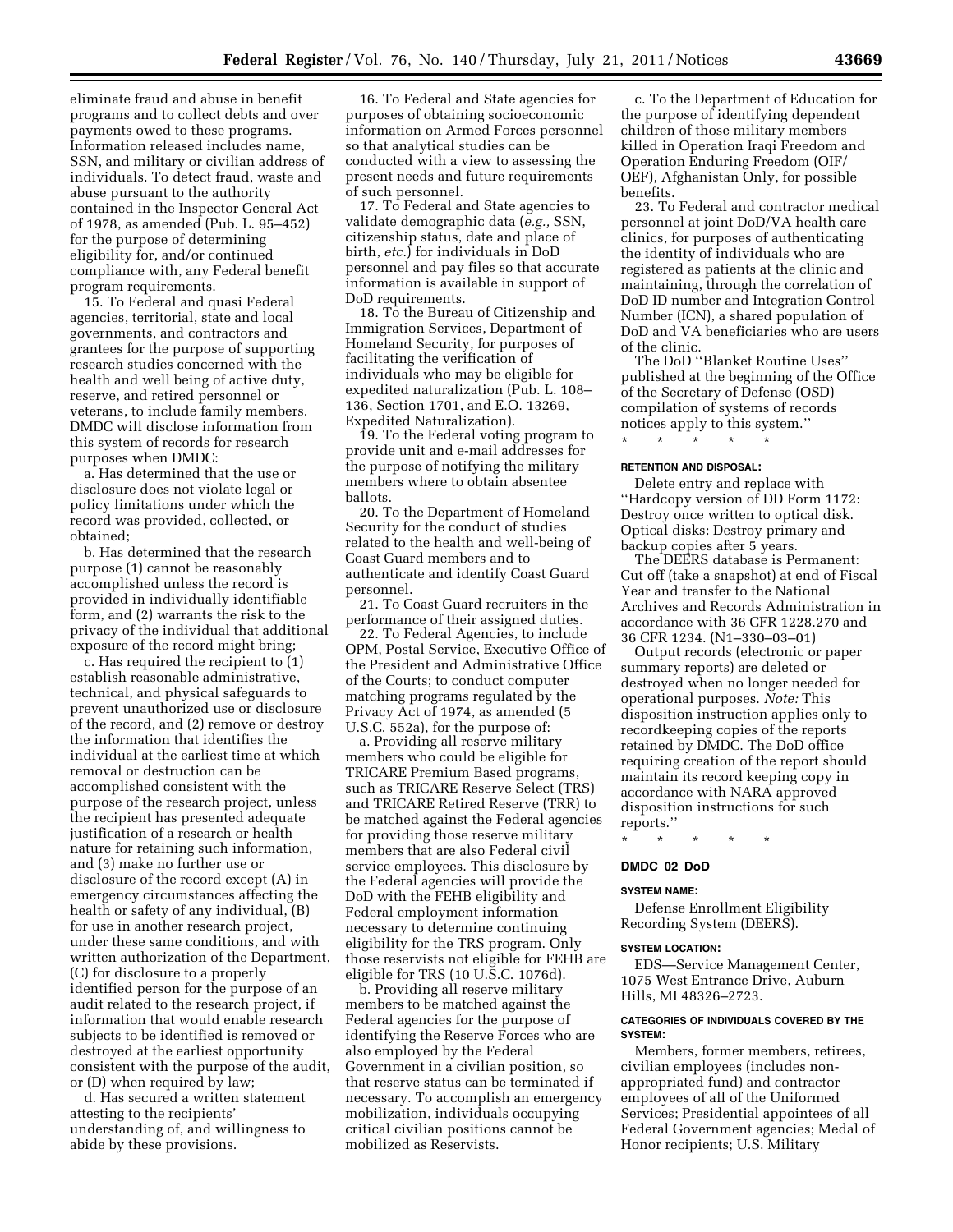eliminate fraud and abuse in benefit programs and to collect debts and over payments owed to these programs. Information released includes name, SSN, and military or civilian address of individuals. To detect fraud, waste and abuse pursuant to the authority contained in the Inspector General Act of 1978, as amended (Pub. L. 95–452) for the purpose of determining eligibility for, and/or continued compliance with, any Federal benefit program requirements.

15. To Federal and quasi Federal agencies, territorial, state and local governments, and contractors and grantees for the purpose of supporting research studies concerned with the health and well being of active duty, reserve, and retired personnel or veterans, to include family members. DMDC will disclose information from this system of records for research purposes when DMDC:

a. Has determined that the use or disclosure does not violate legal or policy limitations under which the record was provided, collected, or obtained;

b. Has determined that the research purpose (1) cannot be reasonably accomplished unless the record is provided in individually identifiable form, and (2) warrants the risk to the privacy of the individual that additional exposure of the record might bring;

c. Has required the recipient to (1) establish reasonable administrative, technical, and physical safeguards to prevent unauthorized use or disclosure of the record, and (2) remove or destroy the information that identifies the individual at the earliest time at which removal or destruction can be accomplished consistent with the purpose of the research project, unless the recipient has presented adequate justification of a research or health nature for retaining such information, and (3) make no further use or disclosure of the record except (A) in emergency circumstances affecting the health or safety of any individual, (B) for use in another research project, under these same conditions, and with written authorization of the Department, (C) for disclosure to a properly identified person for the purpose of an audit related to the research project, if information that would enable research subjects to be identified is removed or destroyed at the earliest opportunity consistent with the purpose of the audit, or (D) when required by law;

d. Has secured a written statement attesting to the recipients' understanding of, and willingness to abide by these provisions.

16. To Federal and State agencies for purposes of obtaining socioeconomic information on Armed Forces personnel so that analytical studies can be conducted with a view to assessing the present needs and future requirements of such personnel.

17. To Federal and State agencies to validate demographic data (*e.g.,* SSN, citizenship status, date and place of birth, *etc.*) for individuals in DoD personnel and pay files so that accurate information is available in support of DoD requirements.

18. To the Bureau of Citizenship and Immigration Services, Department of Homeland Security, for purposes of facilitating the verification of individuals who may be eligible for expedited naturalization (Pub. L. 108–136, Section 1701, and E.O. 13269, Expedited Naturalization).

19. To the Federal voting program to provide unit and e-mail addresses for the purpose of notifying the military members where to obtain absentee ballots.

20. To the Department of Homeland Security for the conduct of studies related to the health and well-being of Coast Guard members and to authenticate and identify Coast Guard personnel.

21. To Coast Guard recruiters in the performance of their assigned duties.

22. To Federal Agencies, to include OPM, Postal Service, Executive Office of the President and Administrative Office of the Courts; to conduct computer matching programs regulated by the Privacy Act of 1974, as amended (5 U.S.C. 552a), for the purpose of:

a. Providing all reserve military members who could be eligible for TRICARE Premium Based programs, such as TRICARE Reserve Select (TRS) and TRICARE Retired Reserve (TRR) to be matched against the Federal agencies for providing those reserve military members that are also Federal civil service employees. This disclosure by the Federal agencies will provide the DoD with the FEHB eligibility and Federal employment information necessary to determine continuing eligibility for the TRS program. Only those reservists not eligible for FEHB are eligible for TRS (10 U.S.C. 1076d).

b. Providing all reserve military members to be matched against the Federal agencies for the purpose of identifying the Reserve Forces who are also employed by the Federal Government in a civilian position, so that reserve status can be terminated if necessary. To accomplish an emergency mobilization, individuals occupying critical civilian positions cannot be mobilized as Reservists.

c. To the Department of Education for the purpose of identifying dependent children of those military members killed in Operation Iraqi Freedom and Operation Enduring Freedom (OIF/OEF), Afghanistan Only, for possible benefits.

23. To Federal and contractor medical personnel at joint DoD/VA health care clinics, for purposes of authenticating the identity of individuals who are registered as patients at the clinic and maintaining, through the correlation of DoD ID number and Integration Control Number (ICN), a shared population of DoD and VA beneficiaries who are users of the clinic.

The DoD "Blanket Routine Uses" published at the beginning of the Office of the Secretary of Defense (OSD) compilation of systems of records notices apply to this system."

\* \* \* \* \*

#### RETENTION AND DISPOSAL:

Delete entry and replace with "Hardcopy version of DD Form 1172: Destroy once written to optical disk. Optical disks: Destroy primary and backup copies after 5 years.

The DEERS database is Permanent: Cut off (take a snapshot) at end of Fiscal Year and transfer to the National Archives and Records Administration in accordance with 36 CFR 1228.270 and 36 CFR 1234. (N1–330–03–01)

Output records (electronic or paper summary reports) are deleted or destroyed when no longer needed for operational purposes. *Note:* This disposition instruction applies only to recordkeeping copies of the reports retained by DMDC. The DoD office requiring creation of the report should maintain its record keeping copy in accordance with NARA approved disposition instructions for such reports."

\* \* \* \* \*

### DMDC 02 DoD

#### SYSTEM NAME:

Defense Enrollment Eligibility Recording System (DEERS).

#### SYSTEM LOCATION:

EDS—Service Management Center, 1075 West Entrance Drive, Auburn Hills, MI 48326–2723.

#### CATEGORIES OF INDIVIDUALS COVERED BY THE SYSTEM:

Members, former members, retirees, civilian employees (includes non-appropriated fund) and contractor employees of all of the Uniformed Services; Presidential appointees of all Federal Government agencies; Medal of Honor recipients; U.S. Military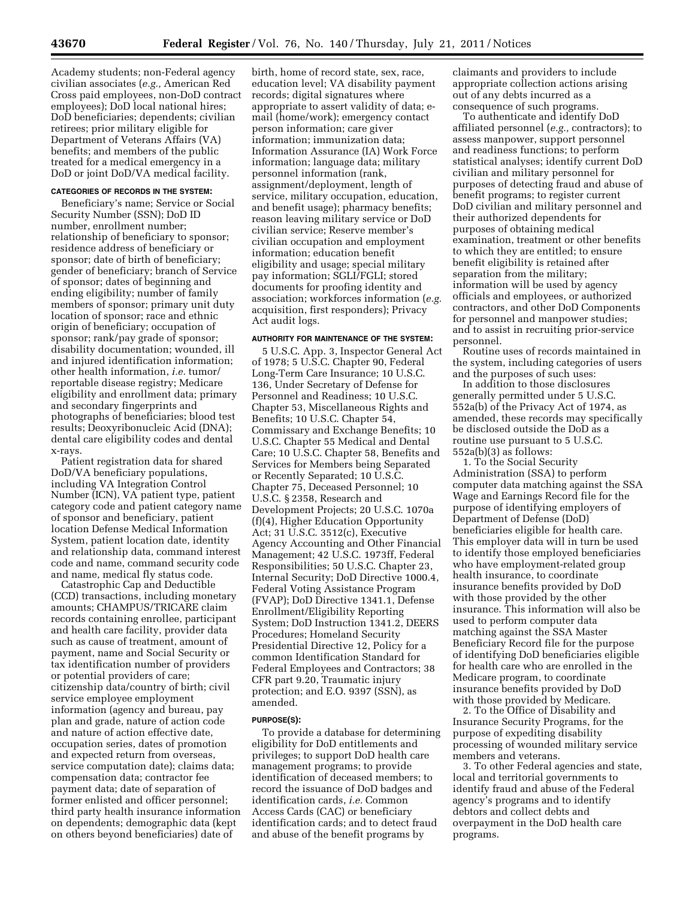Academy students; non-Federal agency civilian associates (*e.g.,* American Red Cross paid employees, non-DoD contract employees); DoD local national hires; DoD beneficiaries; dependents; civilian retirees; prior military eligible for Department of Veterans Affairs (VA) benefits; and members of the public treated for a medical emergency in a DoD or joint DoD/VA medical facility.

#### CATEGORIES OF RECORDS IN THE SYSTEM:

Beneficiary's name; Service or Social Security Number (SSN); DoD ID number, enrollment number; relationship of beneficiary to sponsor; residence address of beneficiary or sponsor; date of birth of beneficiary; gender of beneficiary; branch of Service of sponsor; dates of beginning and ending eligibility; number of family members of sponsor; primary unit duty location of sponsor; race and ethnic origin of beneficiary; occupation of sponsor; rank/pay grade of sponsor; disability documentation; wounded, ill and injured identification information; other health information, *i.e.* tumor/reportable disease registry; Medicare eligibility and enrollment data; primary and secondary fingerprints and photographs of beneficiaries; blood test results; Deoxyribonucleic Acid (DNA); dental care eligibility codes and dental x-rays.

Patient registration data for shared DoD/VA beneficiary populations, including VA Integration Control Number (ICN), VA patient type, patient category code and patient category name of sponsor and beneficiary, patient location Defense Medical Information System, patient location date, identity and relationship data, command interest code and name, command security code and name, medical fly status code.

Catastrophic Cap and Deductible (CCD) transactions, including monetary amounts; CHAMPUS/TRICARE claim records containing enrollee, participant and health care facility, provider data such as cause of treatment, amount of payment, name and Social Security or tax identification number of providers or potential providers of care; citizenship data/country of birth; civil service employee employment information (agency and bureau, pay plan and grade, nature of action code and nature of action effective date, occupation series, dates of promotion and expected return from overseas, service computation date); claims data; compensation data; contractor fee payment data; date of separation of former enlisted and officer personnel; third party health insurance information on dependents; demographic data (kept on others beyond beneficiaries) date of birth, home of record state, sex, race, education level; VA disability payment records; digital signatures where appropriate to assert validity of data; e-mail (home/work); emergency contact person information; care giver information; immunization data; Information Assurance (IA) Work Force information; language data; military personnel information (rank, assignment/deployment, length of service, military occupation, education, and benefit usage); pharmacy benefits; reason leaving military service or DoD civilian service; Reserve member's civilian occupation and employment information; education benefit eligibility and usage; special military pay information; SGLI/FGLI; stored documents for proofing identity and association; workforces information (*e.g.* acquisition, first responders); Privacy Act audit logs.

#### AUTHORITY FOR MAINTENANCE OF THE SYSTEM:

5 U.S.C. App. 3, Inspector General Act of 1978; 5 U.S.C. Chapter 90, Federal Long-Term Care Insurance; 10 U.S.C. 136, Under Secretary of Defense for Personnel and Readiness; 10 U.S.C. Chapter 53, Miscellaneous Rights and Benefits; 10 U.S.C. Chapter 54, Commissary and Exchange Benefits; 10 U.S.C. Chapter 55 Medical and Dental Care; 10 U.S.C. Chapter 58, Benefits and Services for Members being Separated or Recently Separated; 10 U.S.C. Chapter 75, Deceased Personnel; 10 U.S.C. § 2358, Research and Development Projects; 20 U.S.C. 1070a (f)(4), Higher Education Opportunity Act; 31 U.S.C. 3512(c), Executive Agency Accounting and Other Financial Management; 42 U.S.C. 1973ff, Federal Responsibilities; 50 U.S.C. Chapter 23, Internal Security; DoD Directive 1000.4, Federal Voting Assistance Program (FVAP); DoD Directive 1341.1, Defense Enrollment/Eligibility Reporting System; DoD Instruction 1341.2, DEERS Procedures; Homeland Security Presidential Directive 12, Policy for a common Identification Standard for Federal Employees and Contractors; 38 CFR part 9.20, Traumatic injury protection; and E.O. 9397 (SSN), as amended.

#### PURPOSE(S):

To provide a database for determining eligibility for DoD entitlements and privileges; to support DoD health care management programs; to provide identification of deceased members; to record the issuance of DoD badges and identification cards, *i.e.* Common Access Cards (CAC) or beneficiary identification cards; and to detect fraud and abuse of the benefit programs by claimants and providers to include appropriate collection actions arising out of any debts incurred as a consequence of such programs.

To authenticate and identify DoD affiliated personnel (*e.g.,* contractors); to assess manpower, support personnel and readiness functions; to perform statistical analyses; identify current DoD civilian and military personnel for purposes of detecting fraud and abuse of benefit programs; to register current DoD civilian and military personnel and their authorized dependents for purposes of obtaining medical examination, treatment or other benefits to which they are entitled; to ensure benefit eligibility is retained after separation from the military; information will be used by agency officials and employees, or authorized contractors, and other DoD Components for personnel and manpower studies; and to assist in recruiting prior-service personnel.

Routine uses of records maintained in the system, including categories of users and the purposes of such uses:

In addition to those disclosures generally permitted under 5 U.S.C. 552a(b) of the Privacy Act of 1974, as amended, these records may specifically be disclosed outside the DoD as a routine use pursuant to 5 U.S.C. 552a(b)(3) as follows:

1. To the Social Security Administration (SSA) to perform computer data matching against the SSA Wage and Earnings Record file for the purpose of identifying employers of Department of Defense (DoD) beneficiaries eligible for health care. This employer data will in turn be used to identify those employed beneficiaries who have employment-related group health insurance, to coordinate insurance benefits provided by DoD with those provided by the other insurance. This information will also be used to perform computer data matching against the SSA Master Beneficiary Record file for the purpose of identifying DoD beneficiaries eligible for health care who are enrolled in the Medicare program, to coordinate insurance benefits provided by DoD with those provided by Medicare.

2. To the Office of Disability and Insurance Security Programs, for the purpose of expediting disability processing of wounded military service members and veterans.

3. To other Federal agencies and state, local and territorial governments to identify fraud and abuse of the Federal agency's programs and to identify debtors and collect debts and overpayment in the DoD health care programs.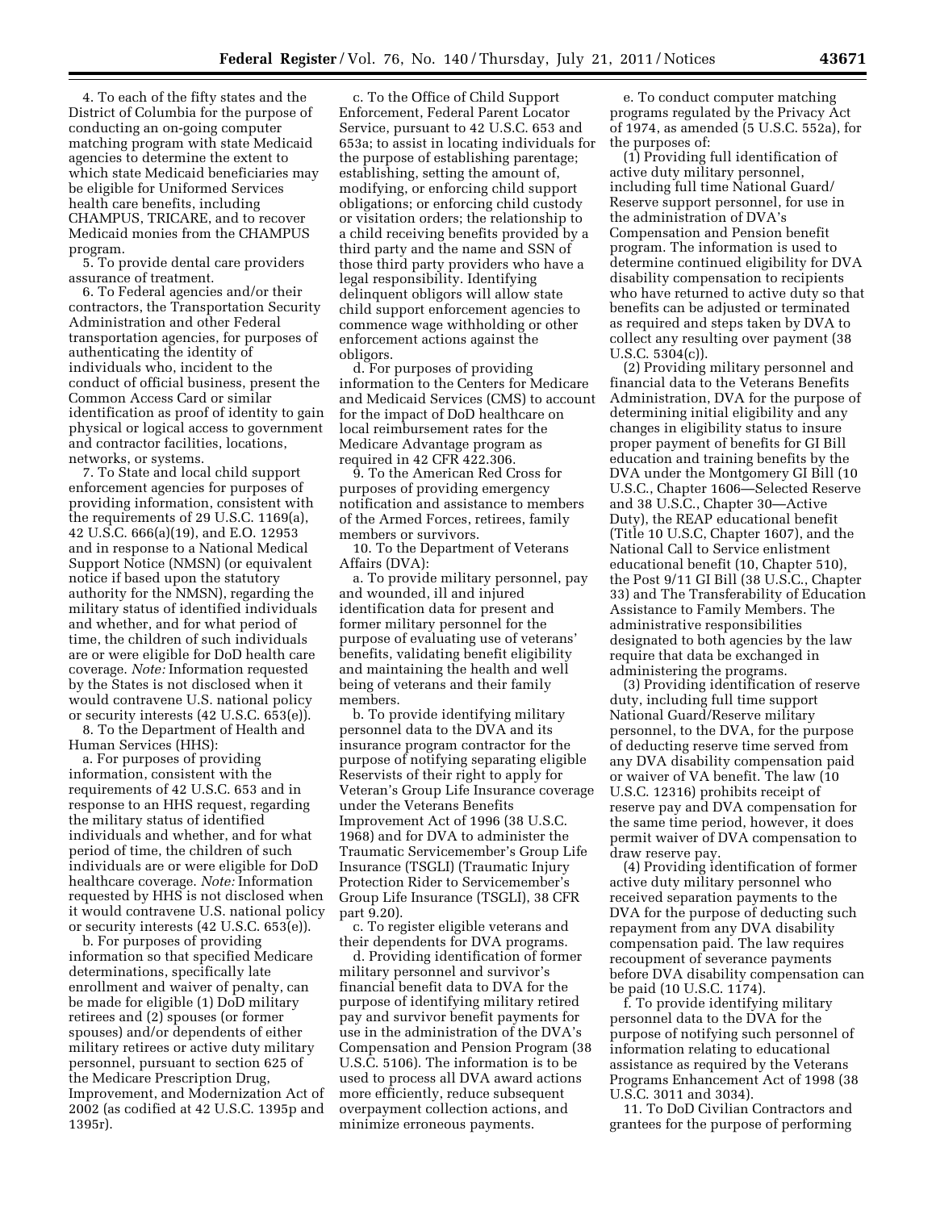4. To each of the fifty states and the District of Columbia for the purpose of conducting an on-going computer matching program with state Medicaid agencies to determine the extent to which state Medicaid beneficiaries may be eligible for Uniformed Services health care benefits, including CHAMPUS, TRICARE, and to recover Medicaid monies from the CHAMPUS program.

5. To provide dental care providers assurance of treatment.

6. To Federal agencies and/or their contractors, the Transportation Security Administration and other Federal transportation agencies, for purposes of authenticating the identity of individuals who, incident to the conduct of official business, present the Common Access Card or similar identification as proof of identity to gain physical or logical access to government and contractor facilities, locations, networks, or systems.

7. To State and local child support enforcement agencies for purposes of providing information, consistent with the requirements of 29 U.S.C. 1169(a), 42 U.S.C. 666(a)(19), and E.O. 12953 and in response to a National Medical Support Notice (NMSN) (or equivalent notice if based upon the statutory authority for the NMSN), regarding the military status of identified individuals and whether, and for what period of time, the children of such individuals are or were eligible for DoD health care coverage. *Note:* Information requested by the States is not disclosed when it would contravene U.S. national policy or security interests (42 U.S.C. 653(e)).

8. To the Department of Health and Human Services (HHS):

a. For purposes of providing information, consistent with the requirements of 42 U.S.C. 653 and in response to an HHS request, regarding the military status of identified individuals and whether, and for what period of time, the children of such individuals are or were eligible for DoD healthcare coverage. *Note:* Information requested by HHS is not disclosed when it would contravene U.S. national policy or security interests (42 U.S.C. 653(e)).

b. For purposes of providing information so that specified Medicare determinations, specifically late enrollment and waiver of penalty, can be made for eligible (1) DoD military retirees and (2) spouses (or former spouses) and/or dependents of either military retirees or active duty military personnel, pursuant to section 625 of the Medicare Prescription Drug, Improvement, and Modernization Act of 2002 (as codified at 42 U.S.C. 1395p and 1395r).

c. To the Office of Child Support Enforcement, Federal Parent Locator Service, pursuant to 42 U.S.C. 653 and 653a; to assist in locating individuals for the purpose of establishing parentage; establishing, setting the amount of, modifying, or enforcing child support obligations; or enforcing child custody or visitation orders; the relationship to a child receiving benefits provided by a third party and the name and SSN of those third party providers who have a legal responsibility. Identifying delinquent obligors will allow state child support enforcement agencies to commence wage withholding or other enforcement actions against the obligors.

d. For purposes of providing information to the Centers for Medicare and Medicaid Services (CMS) to account for the impact of DoD healthcare on local reimbursement rates for the Medicare Advantage program as required in 42 CFR 422.306.

9. To the American Red Cross for purposes of providing emergency notification and assistance to members of the Armed Forces, retirees, family members or survivors.

10. To the Department of Veterans Affairs (DVA):

a. To provide military personnel, pay and wounded, ill and injured identification data for present and former military personnel for the purpose of evaluating use of veterans' benefits, validating benefit eligibility and maintaining the health and well being of veterans and their family members.

b. To provide identifying military personnel data to the DVA and its insurance program contractor for the purpose of notifying separating eligible Reservists of their right to apply for Veteran's Group Life Insurance coverage under the Veterans Benefits Improvement Act of 1996 (38 U.S.C. 1968) and for DVA to administer the Traumatic Servicemember's Group Life Insurance (TSGLI) (Traumatic Injury Protection Rider to Servicemember's Group Life Insurance (TSGLI), 38 CFR part 9.20).

c. To register eligible veterans and their dependents for DVA programs.

d. Providing identification of former military personnel and survivor's financial benefit data to DVA for the purpose of identifying military retired pay and survivor benefit payments for use in the administration of the DVA's Compensation and Pension Program (38 U.S.C. 5106). The information is to be used to process all DVA award actions more efficiently, reduce subsequent overpayment collection actions, and minimize erroneous payments.

e. To conduct computer matching programs regulated by the Privacy Act of 1974, as amended (5 U.S.C. 552a), for the purposes of:

(1) Providing full identification of active duty military personnel, including full time National Guard/Reserve support personnel, for use in the administration of DVA's Compensation and Pension benefit program. The information is used to determine continued eligibility for DVA disability compensation to recipients who have returned to active duty so that benefits can be adjusted or terminated as required and steps taken by DVA to collect any resulting over payment (38 U.S.C. 5304(c)).

(2) Providing military personnel and financial data to the Veterans Benefits Administration, DVA for the purpose of determining initial eligibility and any changes in eligibility status to insure proper payment of benefits for GI Bill education and training benefits by the DVA under the Montgomery GI Bill (10 U.S.C., Chapter 1606—Selected Reserve and 38 U.S.C., Chapter 30—Active Duty), the REAP educational benefit (Title 10 U.S.C, Chapter 1607), and the National Call to Service enlistment educational benefit (10, Chapter 510), the Post 9/11 GI Bill (38 U.S.C., Chapter 33) and The Transferability of Education Assistance to Family Members. The administrative responsibilities designated to both agencies by the law require that data be exchanged in administering the programs.

(3) Providing identification of reserve duty, including full time support National Guard/Reserve military personnel, to the DVA, for the purpose of deducting reserve time served from any DVA disability compensation paid or waiver of VA benefit. The law (10 U.S.C. 12316) prohibits receipt of reserve pay and DVA compensation for the same time period, however, it does permit waiver of DVA compensation to draw reserve pay.

(4) Providing identification of former active duty military personnel who received separation payments to the DVA for the purpose of deducting such repayment from any DVA disability compensation paid. The law requires recoupment of severance payments before DVA disability compensation can be paid (10 U.S.C. 1174).

f. To provide identifying military personnel data to the DVA for the purpose of notifying such personnel of information relating to educational assistance as required by the Veterans Programs Enhancement Act of 1998 (38 U.S.C. 3011 and 3034).

11. To DoD Civilian Contractors and grantees for the purpose of performing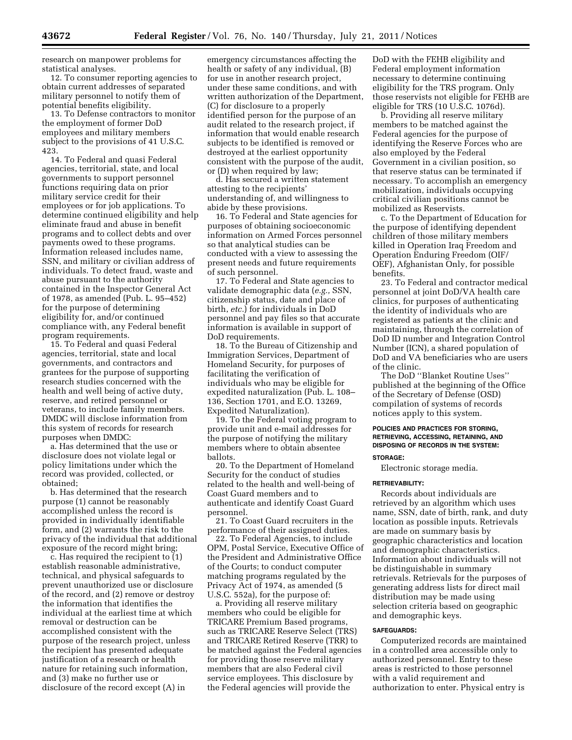research on manpower problems for statistical analyses.

12. To consumer reporting agencies to obtain current addresses of separated military personnel to notify them of potential benefits eligibility.

13. To Defense contractors to monitor the employment of former DoD employees and military members subject to the provisions of 41 U.S.C. 423.

14. To Federal and quasi Federal agencies, territorial, state, and local governments to support personnel functions requiring data on prior military service credit for their employees or for job applications. To determine continued eligibility and help eliminate fraud and abuse in benefit programs and to collect debts and over payments owed to these programs. Information released includes name, SSN, and military or civilian address of individuals. To detect fraud, waste and abuse pursuant to the authority contained in the Inspector General Act of 1978, as amended (Pub. L. 95–452) for the purpose of determining eligibility for, and/or continued compliance with, any Federal benefit program requirements.

15. To Federal and quasi Federal agencies, territorial, state and local governments, and contractors and grantees for the purpose of supporting research studies concerned with the health and well being of active duty, reserve, and retired personnel or veterans, to include family members. DMDC will disclose information from this system of records for research purposes when DMDC:

a. Has determined that the use or disclosure does not violate legal or policy limitations under which the record was provided, collected, or obtained;

b. Has determined that the research purpose (1) cannot be reasonably accomplished unless the record is provided in individually identifiable form, and (2) warrants the risk to the privacy of the individual that additional exposure of the record might bring;

c. Has required the recipient to (1) establish reasonable administrative, technical, and physical safeguards to prevent unauthorized use or disclosure of the record, and (2) remove or destroy the information that identifies the individual at the earliest time at which removal or destruction can be accomplished consistent with the purpose of the research project, unless the recipient has presented adequate justification of a research or health nature for retaining such information, and (3) make no further use or disclosure of the record except (A) in emergency circumstances affecting the health or safety of any individual, (B) for use in another research project, under these same conditions, and with written authorization of the Department, (C) for disclosure to a properly identified person for the purpose of an audit related to the research project, if information that would enable research subjects to be identified is removed or destroyed at the earliest opportunity consistent with the purpose of the audit, or (D) when required by law;

d. Has secured a written statement attesting to the recipients' understanding of, and willingness to abide by these provisions.

16. To Federal and State agencies for purposes of obtaining socioeconomic information on Armed Forces personnel so that analytical studies can be conducted with a view to assessing the present needs and future requirements of such personnel.

17. To Federal and State agencies to validate demographic data (*e.g.,* SSN, citizenship status, date and place of birth, *etc.*) for individuals in DoD personnel and pay files so that accurate information is available in support of DoD requirements.

18. To the Bureau of Citizenship and Immigration Services, Department of Homeland Security, for purposes of facilitating the verification of individuals who may be eligible for expedited naturalization (Pub. L. 108–136, Section 1701, and E.O. 13269, Expedited Naturalization).

19. To the Federal voting program to provide unit and e-mail addresses for the purpose of notifying the military members where to obtain absentee ballots.

20. To the Department of Homeland Security for the conduct of studies related to the health and well-being of Coast Guard members and to authenticate and identify Coast Guard personnel.

21. To Coast Guard recruiters in the performance of their assigned duties.

22. To Federal Agencies, to include OPM, Postal Service, Executive Office of the President and Administrative Office of the Courts; to conduct computer matching programs regulated by the Privacy Act of 1974, as amended (5 U.S.C. 552a), for the purpose of:

a. Providing all reserve military members who could be eligible for TRICARE Premium Based programs, such as TRICARE Reserve Select (TRS) and TRICARE Retired Reserve (TRR) to be matched against the Federal agencies for providing those reserve military members that are also Federal civil service employees. This disclosure by the Federal agencies will provide the DoD with the FEHB eligibility and Federal employment information necessary to determine continuing eligibility for the TRS program. Only those reservists not eligible for FEHB are eligible for TRS (10 U.S.C. 1076d).

b. Providing all reserve military members to be matched against the Federal agencies for the purpose of identifying the Reserve Forces who are also employed by the Federal Government in a civilian position, so that reserve status can be terminated if necessary. To accomplish an emergency mobilization, individuals occupying critical civilian positions cannot be mobilized as Reservists.

c. To the Department of Education for the purpose of identifying dependent children of those military members killed in Operation Iraq Freedom and Operation Enduring Freedom (OIF/OEF), Afghanistan Only, for possible benefits.

23. To Federal and contractor medical personnel at joint DoD/VA health care clinics, for purposes of authenticating the identity of individuals who are registered as patients at the clinic and maintaining, through the correlation of DoD ID number and Integration Control Number (ICN), a shared population of DoD and VA beneficiaries who are users of the clinic.

The DoD "Blanket Routine Uses" published at the beginning of the Office of the Secretary of Defense (OSD) compilation of systems of records notices apply to this system.

#### POLICIES AND PRACTICES FOR STORING, RETRIEVING, ACCESSING, RETAINING, AND DISPOSING OF RECORDS IN THE SYSTEM:

#### STORAGE:

Electronic storage media.

#### RETRIEVABILITY:

Records about individuals are retrieved by an algorithm which uses name, SSN, date of birth, rank, and duty location as possible inputs. Retrievals are made on summary basis by geographic characteristics and location and demographic characteristics. Information about individuals will not be distinguishable in summary retrievals. Retrievals for the purposes of generating address lists for direct mail distribution may be made using selection criteria based on geographic and demographic keys.

#### SAFEGUARDS:

Computerized records are maintained in a controlled area accessible only to authorized personnel. Entry to these areas is restricted to those personnel with a valid requirement and authorization to enter. Physical entry is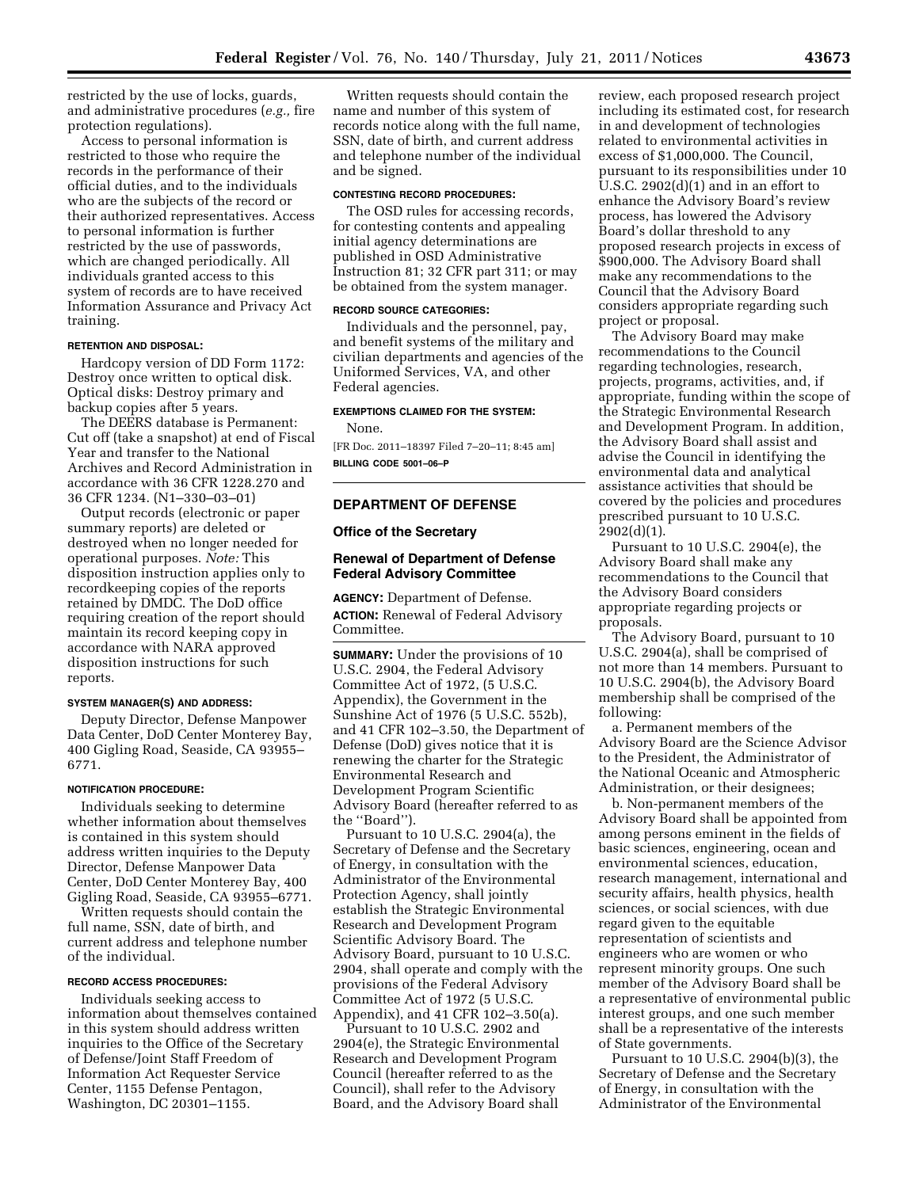restricted by the use of locks, guards, and administrative procedures (*e.g.,* fire protection regulations).

Access to personal information is restricted to those who require the records in the performance of their official duties, and to the individuals who are the subjects of the record or their authorized representatives. Access to personal information is further restricted by the use of passwords, which are changed periodically. All individuals granted access to this system of records are to have received Information Assurance and Privacy Act training.

**RETENTION AND DISPOSAL:**

Hardcopy version of DD Form 1172: Destroy once written to optical disk. Optical disks: Destroy primary and backup copies after 5 years.

The DEERS database is Permanent: Cut off (take a snapshot) at end of Fiscal Year and transfer to the National Archives and Record Administration in accordance with 36 CFR 1228.270 and 36 CFR 1234. (N1–330–03–01)

Output records (electronic or paper summary reports) are deleted or destroyed when no longer needed for operational purposes. *Note:* This disposition instruction applies only to recordkeeping copies of the reports retained by DMDC. The DoD office requiring creation of the report should maintain its record keeping copy in accordance with NARA approved disposition instructions for such reports.

**SYSTEM MANAGER(S) AND ADDRESS:**

Deputy Director, Defense Manpower Data Center, DoD Center Monterey Bay, 400 Gigling Road, Seaside, CA 93955–6771.

**NOTIFICATION PROCEDURE:**

Individuals seeking to determine whether information about themselves is contained in this system should address written inquiries to the Deputy Director, Defense Manpower Data Center, DoD Center Monterey Bay, 400 Gigling Road, Seaside, CA 93955–6771.

Written requests should contain the full name, SSN, date of birth, and current address and telephone number of the individual.

**RECORD ACCESS PROCEDURES:**

Individuals seeking access to information about themselves contained in this system should address written inquiries to the Office of the Secretary of Defense/Joint Staff Freedom of Information Act Requester Service Center, 1155 Defense Pentagon, Washington, DC 20301–1155.

Written requests should contain the name and number of this system of records notice along with the full name, SSN, date of birth, and current address and telephone number of the individual and be signed.

**CONTESTING RECORD PROCEDURES:**

The OSD rules for accessing records, for contesting contents and appealing initial agency determinations are published in OSD Administrative Instruction 81; 32 CFR part 311; or may be obtained from the system manager.

**RECORD SOURCE CATEGORIES:**

Individuals and the personnel, pay, and benefit systems of the military and civilian departments and agencies of the Uniformed Services, VA, and other Federal agencies.

**EXEMPTIONS CLAIMED FOR THE SYSTEM:**

None.

[FR Doc. 2011–18397 Filed 7–20–11; 8:45 am]

**BILLING CODE 5001–06–P**

## DEPARTMENT OF DEFENSE

### Office of the Secretary

### Renewal of Department of Defense Federal Advisory Committee

**AGENCY:** Department of Defense.

**ACTION:** Renewal of Federal Advisory Committee.

**SUMMARY:** Under the provisions of 10 U.S.C. 2904, the Federal Advisory Committee Act of 1972, (5 U.S.C. Appendix), the Government in the Sunshine Act of 1976 (5 U.S.C. 552b), and 41 CFR 102–3.50, the Department of Defense (DoD) gives notice that it is renewing the charter for the Strategic Environmental Research and Development Program Scientific Advisory Board (hereafter referred to as the ''Board'').

Pursuant to 10 U.S.C. 2904(a), the Secretary of Defense and the Secretary of Energy, in consultation with the Administrator of the Environmental Protection Agency, shall jointly establish the Strategic Environmental Research and Development Program Scientific Advisory Board. The Advisory Board, pursuant to 10 U.S.C. 2904, shall operate and comply with the provisions of the Federal Advisory Committee Act of 1972 (5 U.S.C. Appendix), and 41 CFR 102–3.50(a).

Pursuant to 10 U.S.C. 2902 and 2904(e), the Strategic Environmental Research and Development Program Council (hereafter referred to as the Council), shall refer to the Advisory Board, and the Advisory Board shall review, each proposed research project including its estimated cost, for research in and development of technologies related to environmental activities in excess of $1,000,000. The Council, pursuant to its responsibilities under 10 U.S.C. 2902(d)(1) and in an effort to enhance the Advisory Board's review process, has lowered the Advisory Board's dollar threshold to any proposed research projects in excess of $900,000. The Advisory Board shall make any recommendations to the Council that the Advisory Board considers appropriate regarding such project or proposal.

The Advisory Board may make recommendations to the Council regarding technologies, research, projects, programs, activities, and, if appropriate, funding within the scope of the Strategic Environmental Research and Development Program. In addition, the Advisory Board shall assist and advise the Council in identifying the environmental data and analytical assistance activities that should be covered by the policies and procedures prescribed pursuant to 10 U.S.C. 2902(d)(1).

Pursuant to 10 U.S.C. 2904(e), the Advisory Board shall make any recommendations to the Council that the Advisory Board considers appropriate regarding projects or proposals.

The Advisory Board, pursuant to 10 U.S.C. 2904(a), shall be comprised of not more than 14 members. Pursuant to 10 U.S.C. 2904(b), the Advisory Board membership shall be comprised of the following:

a. Permanent members of the Advisory Board are the Science Advisor to the President, the Administrator of the National Oceanic and Atmospheric Administration, or their designees;

b. Non-permanent members of the Advisory Board shall be appointed from among persons eminent in the fields of basic sciences, engineering, ocean and environmental sciences, education, research management, international and security affairs, health physics, health sciences, or social sciences, with due regard given to the equitable representation of scientists and engineers who are women or who represent minority groups. One such member of the Advisory Board shall be a representative of environmental public interest groups, and one such member shall be a representative of the interests of State governments.

Pursuant to 10 U.S.C. 2904(b)(3), the Secretary of Defense and the Secretary of Energy, in consultation with the Administrator of the Environmental